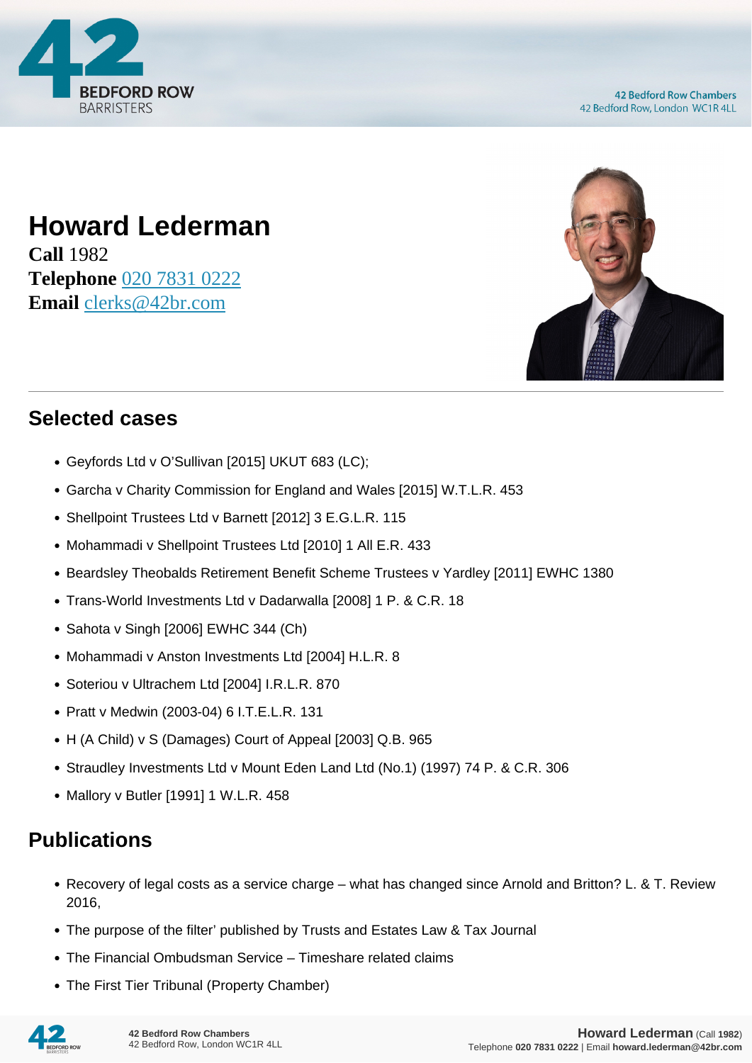# Howard Lederman

**Call** 1982
**Telephone** 020 7831 0222
**Email** clerks@42br.com

## Selected cases

- Geyfords Ltd v O'Sullivan [2015] UKUT 683 (LC);
- Garcha v Charity Commission for England and Wales [2015] W.T.L.R. 453
- Shellpoint Trustees Ltd v Barnett [2012] 3 E.G.L.R. 115
- Mohammadi v Shellpoint Trustees Ltd [2010] 1 All E.R. 433
- Beardsley Theobalds Retirement Benefit Scheme Trustees v Yardley [2011] EWHC 1380
- Trans-World Investments Ltd v Dadarwalla [2008] 1 P. & C.R. 18
- Sahota v Singh [2006] EWHC 344 (Ch)
- Mohammadi v Anston Investments Ltd [2004] H.L.R. 8
- Soteriou v Ultrachem Ltd [2004] I.R.L.R. 870
- Pratt v Medwin (2003-04) 6 I.T.E.L.R. 131
- H (A Child) v S (Damages) Court of Appeal [2003] Q.B. 965
- Straudley Investments Ltd v Mount Eden Land Ltd (No.1) (1997) 74 P. & C.R. 306
- Mallory v Butler [1991] 1 W.L.R. 458

## Publications

- Recovery of legal costs as a service charge – what has changed since Arnold and Britton? L. & T. Review 2016,
- The purpose of the filter' published by Trusts and Estates Law & Tax Journal
- The Financial Ombudsman Service – Timeshare related claims
- The First Tier Tribunal (Property Chamber)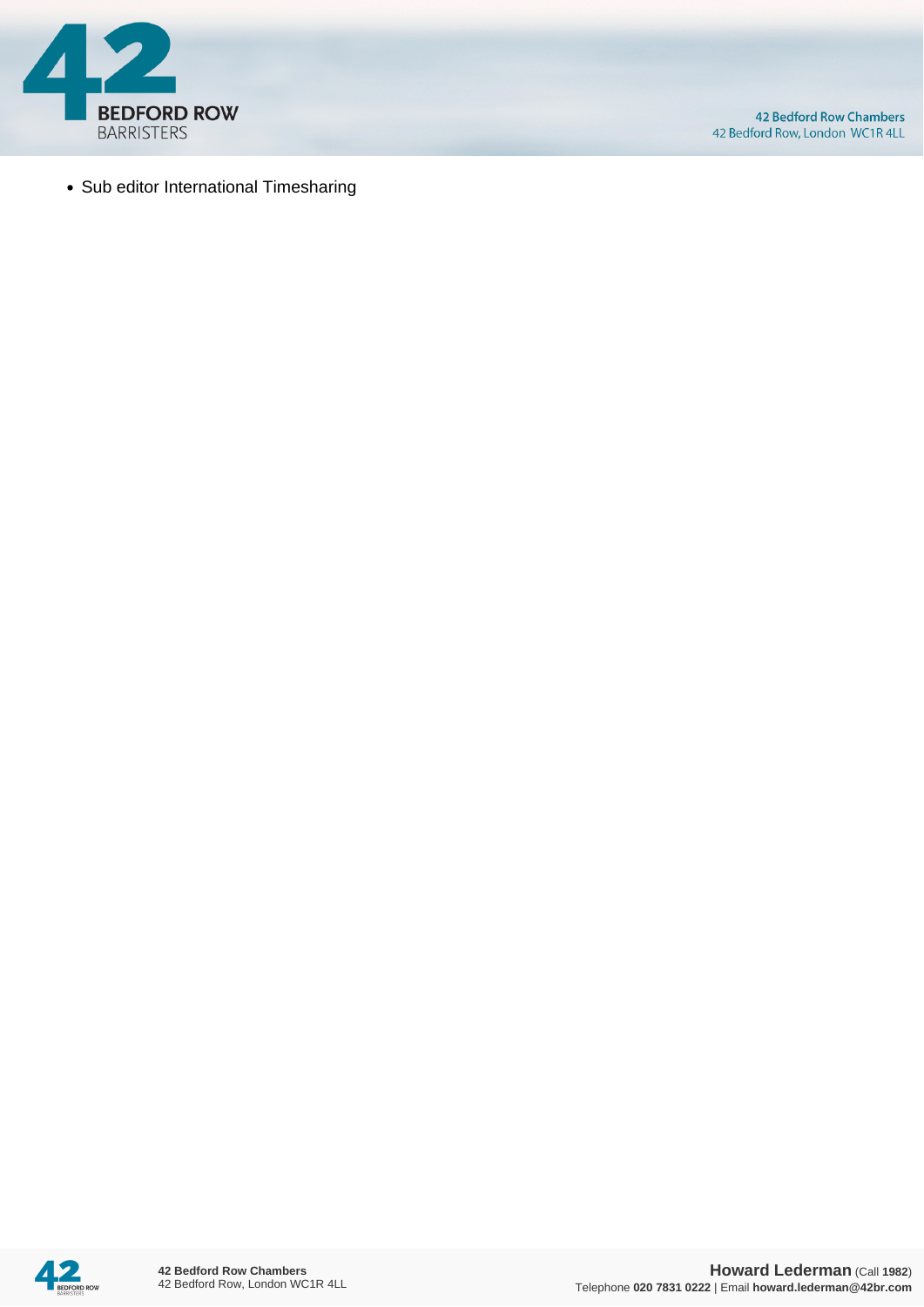- Sub editor International Timesharing